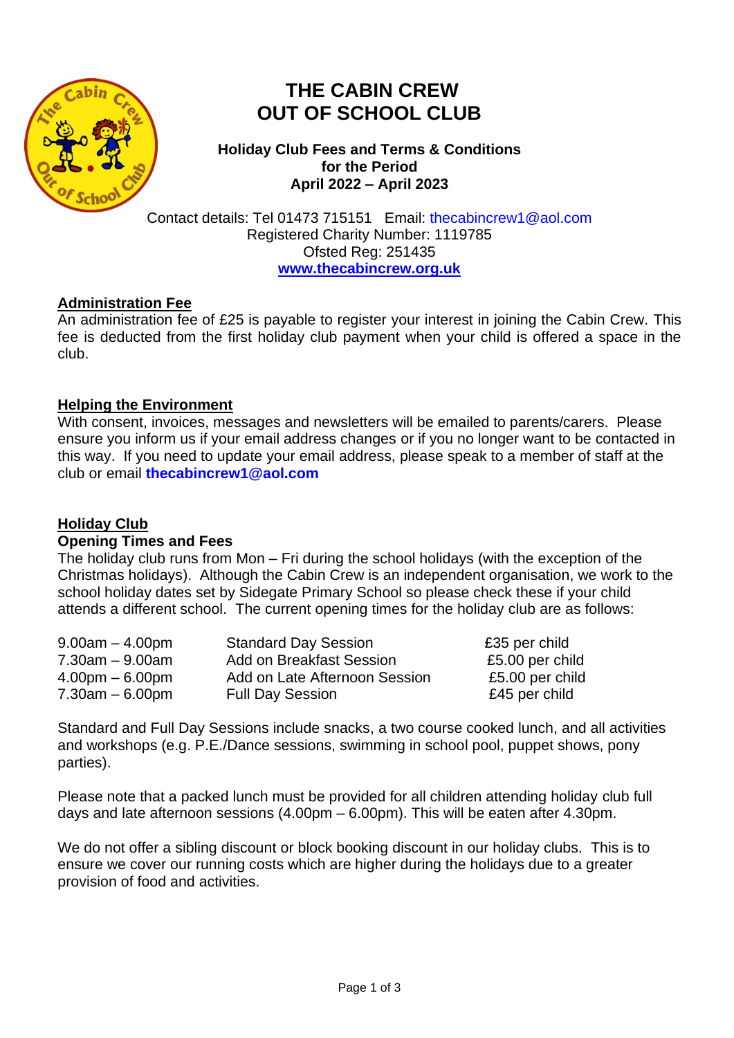# THE CABIN CREW
# OUT OF SCHOOL CLUB

**Holiday Club Fees and Terms & Conditions**
**for the Period**
**April 2022 – April 2023**

Contact details: Tel 01473 715151 Email: thecabincrew1@aol.com
Registered Charity Number: 1119785
Ofsted Reg: 251435
**www.thecabincrew.org.uk**

## Administration Fee

An administration fee of £25 is payable to register your interest in joining the Cabin Crew. This fee is deducted from the first holiday club payment when your child is offered a space in the club.

## Helping the Environment

With consent, invoices, messages and newsletters will be emailed to parents/carers. Please ensure you inform us if your email address changes or if you no longer want to be contacted in this way. If you need to update your email address, please speak to a member of staff at the club or email **thecabincrew1@aol.com**

## Holiday Club

### Opening Times and Fees

The holiday club runs from Mon – Fri during the school holidays (with the exception of the Christmas holidays). Although the Cabin Crew is an independent organisation, we work to the school holiday dates set by Sidegate Primary School so please check these if your child attends a different school. The current opening times for the holiday club are as follows:

| Time | Session | Fee |
|---|---|---|
| 9.00am – 4.00pm | Standard Day Session | £35 per child |
| 7.30am – 9.00am | Add on Breakfast Session | £5.00 per child |
| 4.00pm – 6.00pm | Add on Late Afternoon Session | £5.00 per child |
| 7.30am – 6.00pm | Full Day Session | £45 per child |

Standard and Full Day Sessions include snacks, a two course cooked lunch, and all activities and workshops (e.g. P.E./Dance sessions, swimming in school pool, puppet shows, pony parties).

Please note that a packed lunch must be provided for all children attending holiday club full days and late afternoon sessions (4.00pm – 6.00pm). This will be eaten after 4.30pm.

We do not offer a sibling discount or block booking discount in our holiday clubs. This is to ensure we cover our running costs which are higher during the holidays due to a greater provision of food and activities.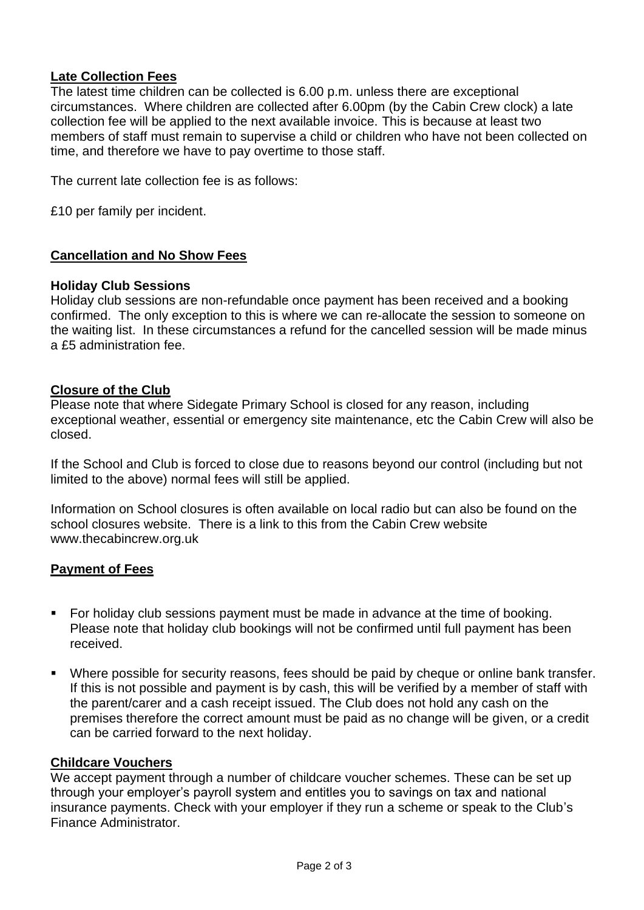**Late Collection Fees**

The latest time children can be collected is 6.00 p.m. unless there are exceptional circumstances. Where children are collected after 6.00pm (by the Cabin Crew clock) a late collection fee will be applied to the next available invoice. This is because at least two members of staff must remain to supervise a child or children who have not been collected on time, and therefore we have to pay overtime to those staff.

The current late collection fee is as follows:

£10 per family per incident.

**Cancellation and No Show Fees**

**Holiday Club Sessions**

Holiday club sessions are non-refundable once payment has been received and a booking confirmed. The only exception to this is where we can re-allocate the session to someone on the waiting list. In these circumstances a refund for the cancelled session will be made minus a £5 administration fee.

**Closure of the Club**

Please note that where Sidegate Primary School is closed for any reason, including exceptional weather, essential or emergency site maintenance, etc the Cabin Crew will also be closed.

If the School and Club is forced to close due to reasons beyond our control (including but not limited to the above) normal fees will still be applied.

Information on School closures is often available on local radio but can also be found on the school closures website. There is a link to this from the Cabin Crew website www.thecabincrew.org.uk

**Payment of Fees**

- For holiday club sessions payment must be made in advance at the time of booking. Please note that holiday club bookings will not be confirmed until full payment has been received.
- Where possible for security reasons, fees should be paid by cheque or online bank transfer. If this is not possible and payment is by cash, this will be verified by a member of staff with the parent/carer and a cash receipt issued. The Club does not hold any cash on the premises therefore the correct amount must be paid as no change will be given, or a credit can be carried forward to the next holiday.

**Childcare Vouchers**

We accept payment through a number of childcare voucher schemes. These can be set up through your employer's payroll system and entitles you to savings on tax and national insurance payments. Check with your employer if they run a scheme or speak to the Club's Finance Administrator.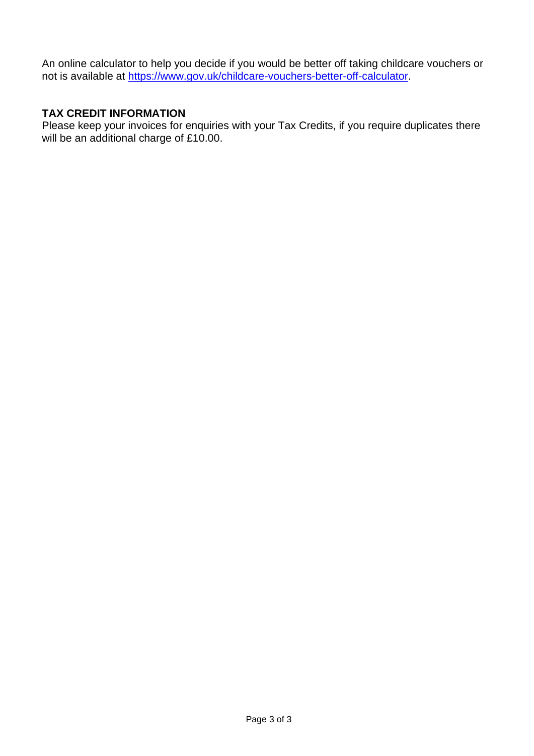An online calculator to help you decide if you would be better off taking childcare vouchers or not is available at [https://www.gov.uk/childcare-vouchers-better-off-calculator](https://www.gov.uk/childcare-vouchers-better-off-calculator).

**TAX CREDIT INFORMATION**

Please keep your invoices for enquiries with your Tax Credits, if you require duplicates there will be an additional charge of £10.00.